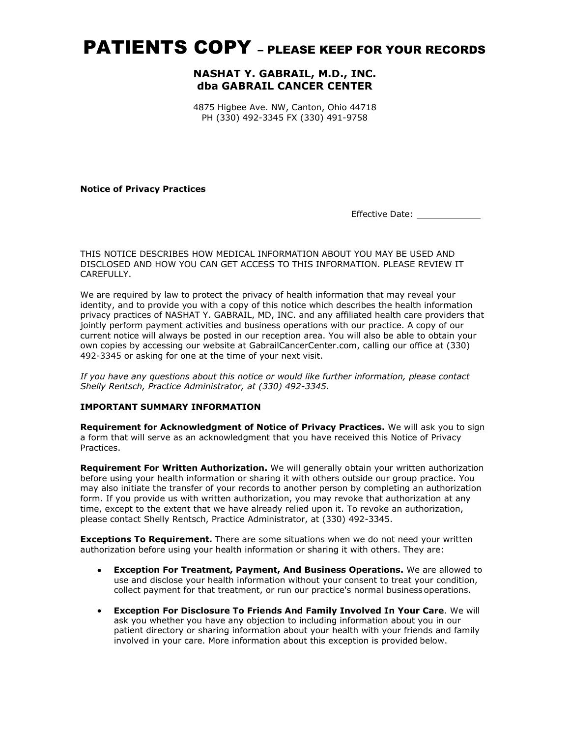# PATIENTS COPY – PLEASE KEEP FOR YOUR RECORDS

## NASHAT Y. GABRAIL, M.D., INC.
## dba GABRAIL CANCER CENTER

4875 Higbee Ave. NW, Canton, Ohio 44718
PH (330) 492-3345 FX (330) 491-9758

**Notice of Privacy Practices**

Effective Date: ____________

THIS NOTICE DESCRIBES HOW MEDICAL INFORMATION ABOUT YOU MAY BE USED AND DISCLOSED AND HOW YOU CAN GET ACCESS TO THIS INFORMATION. PLEASE REVIEW IT CAREFULLY.

We are required by law to protect the privacy of health information that may reveal your identity, and to provide you with a copy of this notice which describes the health information privacy practices of NASHAT Y. GABRAIL, MD, INC. and any affiliated health care providers that jointly perform payment activities and business operations with our practice. A copy of our current notice will always be posted in our reception area. You will also be able to obtain your own copies by accessing our website at GabrailCancerCenter.com, calling our office at (330) 492-3345 or asking for one at the time of your next visit.

*If you have any questions about this notice or would like further information, please contact Shelly Rentsch, Practice Administrator, at (330) 492-3345.*

**IMPORTANT SUMMARY INFORMATION**

**Requirement for Acknowledgment of Notice of Privacy Practices.** We will ask you to sign a form that will serve as an acknowledgment that you have received this Notice of Privacy Practices.

**Requirement For Written Authorization.** We will generally obtain your written authorization before using your health information or sharing it with others outside our group practice. You may also initiate the transfer of your records to another person by completing an authorization form. If you provide us with written authorization, you may revoke that authorization at any time, except to the extent that we have already relied upon it. To revoke an authorization, please contact Shelly Rentsch, Practice Administrator, at (330) 492-3345.

**Exceptions To Requirement.** There are some situations when we do not need your written authorization before using your health information or sharing it with others. They are:

- **Exception For Treatment, Payment, And Business Operations.** We are allowed to use and disclose your health information without your consent to treat your condition, collect payment for that treatment, or run our practice's normal business operations.
- **Exception For Disclosure To Friends And Family Involved In Your Care**. We will ask you whether you have any objection to including information about you in our patient directory or sharing information about your health with your friends and family involved in your care. More information about this exception is provided below.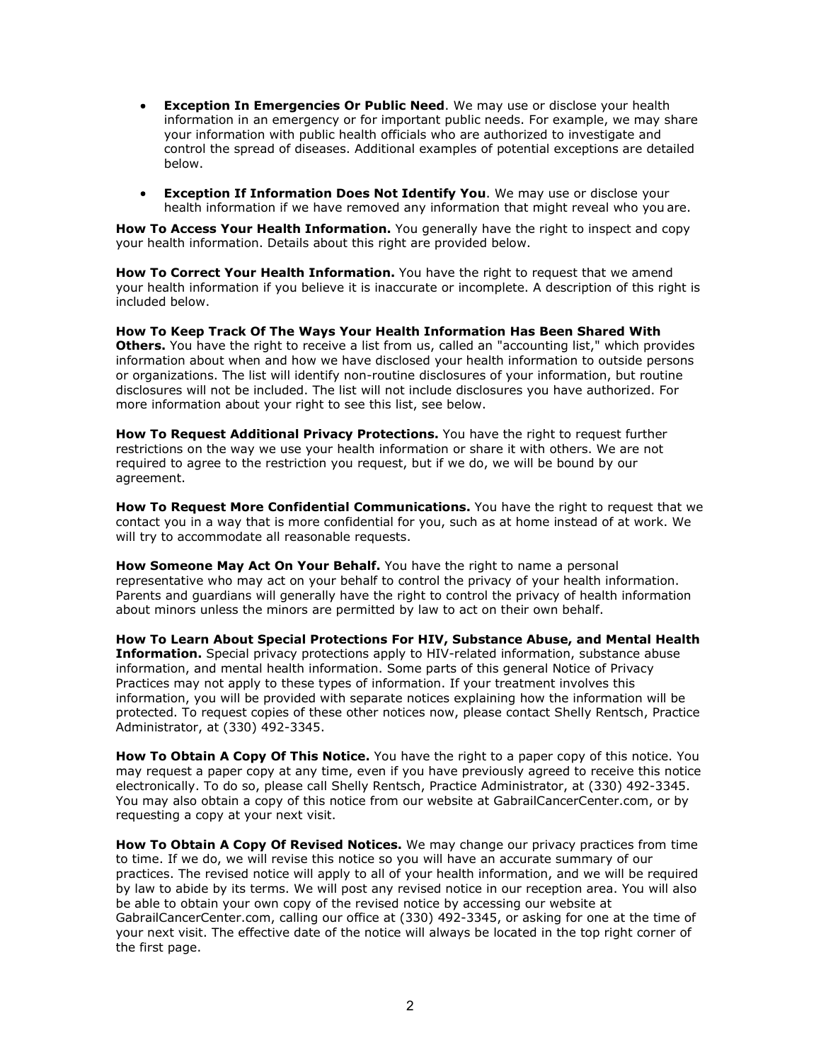- **Exception In Emergencies Or Public Need**. We may use or disclose your health information in an emergency or for important public needs. For example, we may share your information with public health officials who are authorized to investigate and control the spread of diseases. Additional examples of potential exceptions are detailed below.

- **Exception If Information Does Not Identify You**. We may use or disclose your health information if we have removed any information that might reveal who you are.

**How To Access Your Health Information.** You generally have the right to inspect and copy your health information. Details about this right are provided below.

**How To Correct Your Health Information.** You have the right to request that we amend your health information if you believe it is inaccurate or incomplete. A description of this right is included below.

**How To Keep Track Of The Ways Your Health Information Has Been Shared With Others.** You have the right to receive a list from us, called an "accounting list," which provides information about when and how we have disclosed your health information to outside persons or organizations. The list will identify non-routine disclosures of your information, but routine disclosures will not be included. The list will not include disclosures you have authorized. For more information about your right to see this list, see below.

**How To Request Additional Privacy Protections.** You have the right to request further restrictions on the way we use your health information or share it with others. We are not required to agree to the restriction you request, but if we do, we will be bound by our agreement.

**How To Request More Confidential Communications.** You have the right to request that we contact you in a way that is more confidential for you, such as at home instead of at work. We will try to accommodate all reasonable requests.

**How Someone May Act On Your Behalf.** You have the right to name a personal representative who may act on your behalf to control the privacy of your health information. Parents and guardians will generally have the right to control the privacy of health information about minors unless the minors are permitted by law to act on their own behalf.

**How To Learn About Special Protections For HIV, Substance Abuse, and Mental Health Information.** Special privacy protections apply to HIV-related information, substance abuse information, and mental health information. Some parts of this general Notice of Privacy Practices may not apply to these types of information. If your treatment involves this information, you will be provided with separate notices explaining how the information will be protected. To request copies of these other notices now, please contact Shelly Rentsch, Practice Administrator, at (330) 492-3345.

**How To Obtain A Copy Of This Notice.** You have the right to a paper copy of this notice. You may request a paper copy at any time, even if you have previously agreed to receive this notice electronically. To do so, please call Shelly Rentsch, Practice Administrator, at (330) 492-3345. You may also obtain a copy of this notice from our website at GabrailCancerCenter.com, or by requesting a copy at your next visit.

**How To Obtain A Copy Of Revised Notices.** We may change our privacy practices from time to time. If we do, we will revise this notice so you will have an accurate summary of our practices. The revised notice will apply to all of your health information, and we will be required by law to abide by its terms. We will post any revised notice in our reception area. You will also be able to obtain your own copy of the revised notice by accessing our website at GabrailCancerCenter.com, calling our office at (330) 492-3345, or asking for one at the time of your next visit. The effective date of the notice will always be located in the top right corner of the first page.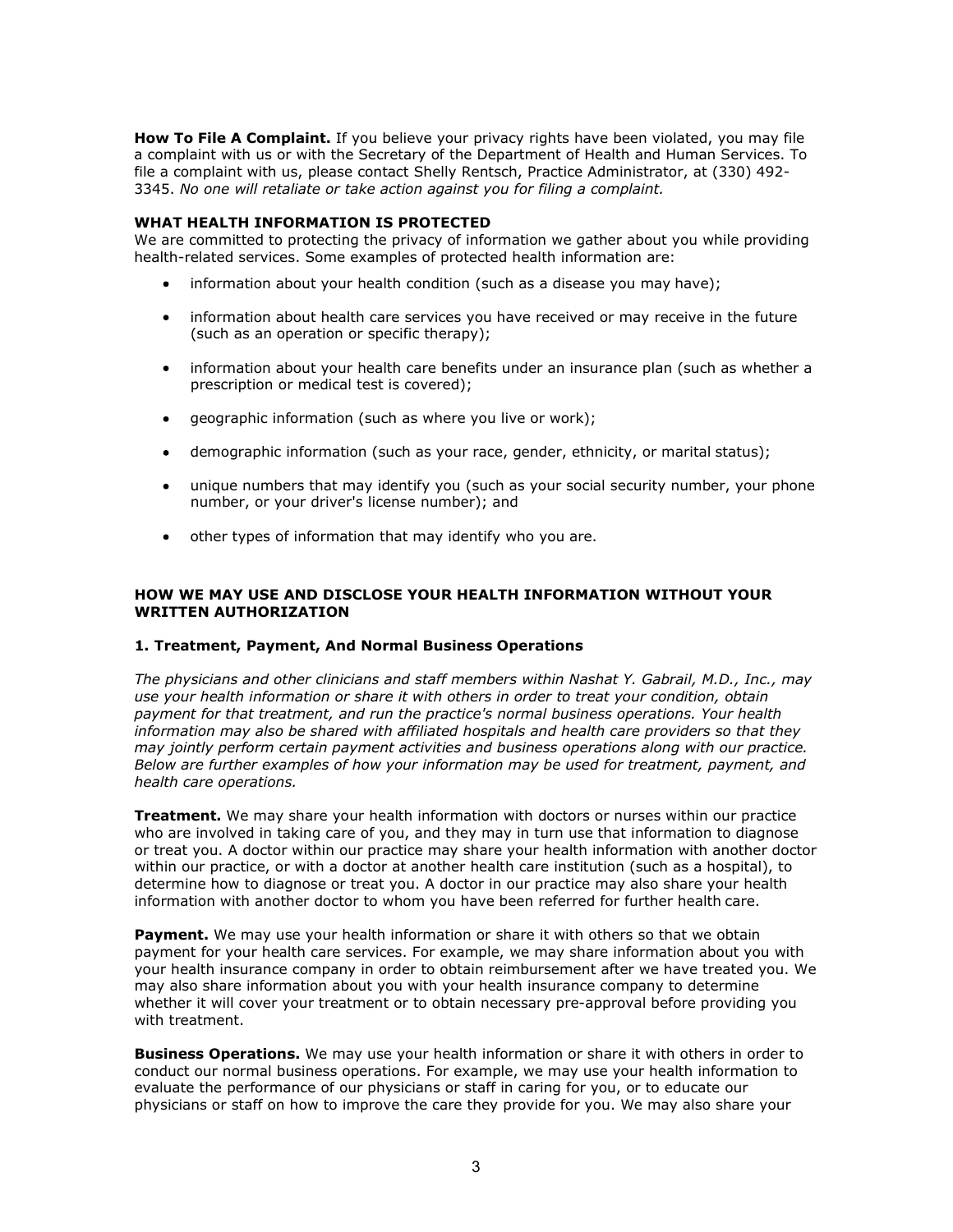**How To File A Complaint.** If you believe your privacy rights have been violated, you may file a complaint with us or with the Secretary of the Department of Health and Human Services. To file a complaint with us, please contact Shelly Rentsch, Practice Administrator, at (330) 492-3345. *No one will retaliate or take action against you for filing a complaint.*

**WHAT HEALTH INFORMATION IS PROTECTED**

We are committed to protecting the privacy of information we gather about you while providing health-related services. Some examples of protected health information are:

- information about your health condition (such as a disease you may have);
- information about health care services you have received or may receive in the future (such as an operation or specific therapy);
- information about your health care benefits under an insurance plan (such as whether a prescription or medical test is covered);
- geographic information (such as where you live or work);
- demographic information (such as your race, gender, ethnicity, or marital status);
- unique numbers that may identify you (such as your social security number, your phone number, or your driver's license number); and
- other types of information that may identify who you are.

**HOW WE MAY USE AND DISCLOSE YOUR HEALTH INFORMATION WITHOUT YOUR WRITTEN AUTHORIZATION**

**1. Treatment, Payment, And Normal Business Operations**

*The physicians and other clinicians and staff members within Nashat Y. Gabrail, M.D., Inc., may use your health information or share it with others in order to treat your condition, obtain payment for that treatment, and run the practice's normal business operations. Your health information may also be shared with affiliated hospitals and health care providers so that they may jointly perform certain payment activities and business operations along with our practice. Below are further examples of how your information may be used for treatment, payment, and health care operations.*

**Treatment.** We may share your health information with doctors or nurses within our practice who are involved in taking care of you, and they may in turn use that information to diagnose or treat you. A doctor within our practice may share your health information with another doctor within our practice, or with a doctor at another health care institution (such as a hospital), to determine how to diagnose or treat you. A doctor in our practice may also share your health information with another doctor to whom you have been referred for further health care.

**Payment.** We may use your health information or share it with others so that we obtain payment for your health care services. For example, we may share information about you with your health insurance company in order to obtain reimbursement after we have treated you. We may also share information about you with your health insurance company to determine whether it will cover your treatment or to obtain necessary pre-approval before providing you with treatment.

**Business Operations.** We may use your health information or share it with others in order to conduct our normal business operations. For example, we may use your health information to evaluate the performance of our physicians or staff in caring for you, or to educate our physicians or staff on how to improve the care they provide for you. We may also share your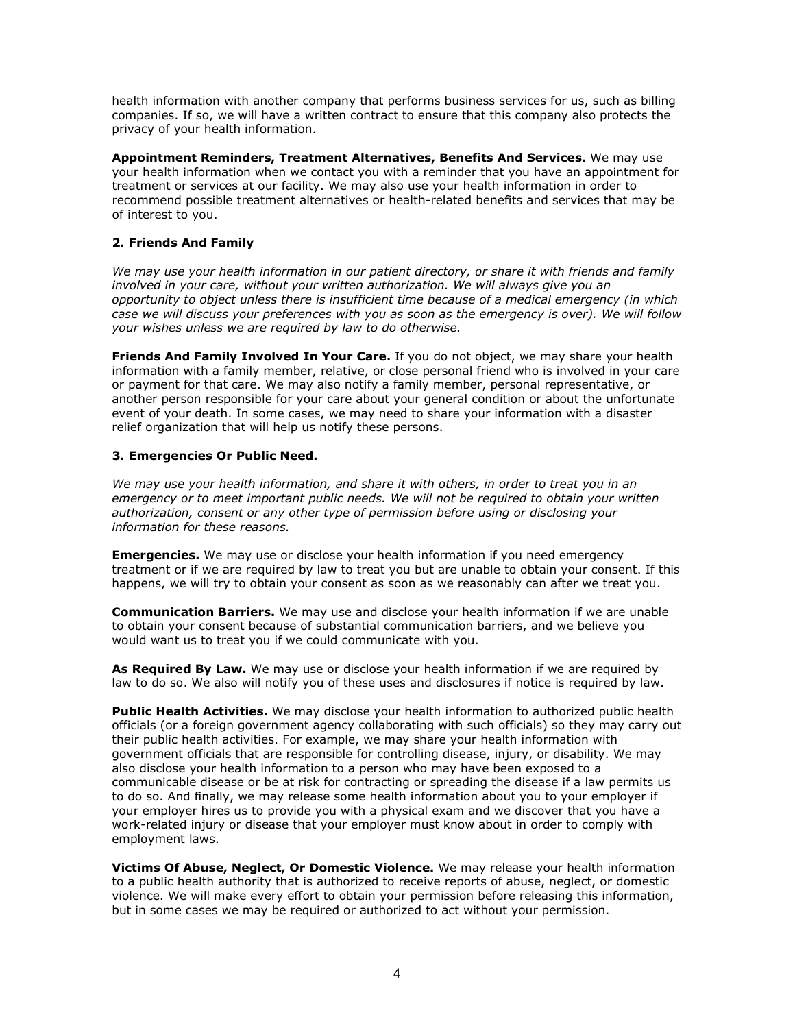health information with another company that performs business services for us, such as billing companies. If so, we will have a written contract to ensure that this company also protects the privacy of your health information.

**Appointment Reminders, Treatment Alternatives, Benefits And Services.** We may use your health information when we contact you with a reminder that you have an appointment for treatment or services at our facility. We may also use your health information in order to recommend possible treatment alternatives or health-related benefits and services that may be of interest to you.

### 2. Friends And Family

*We may use your health information in our patient directory, or share it with friends and family involved in your care, without your written authorization. We will always give you an opportunity to object unless there is insufficient time because of a medical emergency (in which case we will discuss your preferences with you as soon as the emergency is over). We will follow your wishes unless we are required by law to do otherwise.*

**Friends And Family Involved In Your Care.** If you do not object, we may share your health information with a family member, relative, or close personal friend who is involved in your care or payment for that care. We may also notify a family member, personal representative, or another person responsible for your care about your general condition or about the unfortunate event of your death. In some cases, we may need to share your information with a disaster relief organization that will help us notify these persons.

### 3. Emergencies Or Public Need.

*We may use your health information, and share it with others, in order to treat you in an emergency or to meet important public needs. We will not be required to obtain your written authorization, consent or any other type of permission before using or disclosing your information for these reasons.*

**Emergencies.** We may use or disclose your health information if you need emergency treatment or if we are required by law to treat you but are unable to obtain your consent. If this happens, we will try to obtain your consent as soon as we reasonably can after we treat you.

**Communication Barriers.** We may use and disclose your health information if we are unable to obtain your consent because of substantial communication barriers, and we believe you would want us to treat you if we could communicate with you.

**As Required By Law.** We may use or disclose your health information if we are required by law to do so. We also will notify you of these uses and disclosures if notice is required by law.

**Public Health Activities.** We may disclose your health information to authorized public health officials (or a foreign government agency collaborating with such officials) so they may carry out their public health activities. For example, we may share your health information with government officials that are responsible for controlling disease, injury, or disability. We may also disclose your health information to a person who may have been exposed to a communicable disease or be at risk for contracting or spreading the disease if a law permits us to do so. And finally, we may release some health information about you to your employer if your employer hires us to provide you with a physical exam and we discover that you have a work-related injury or disease that your employer must know about in order to comply with employment laws.

**Victims Of Abuse, Neglect, Or Domestic Violence.** We may release your health information to a public health authority that is authorized to receive reports of abuse, neglect, or domestic violence. We will make every effort to obtain your permission before releasing this information, but in some cases we may be required or authorized to act without your permission.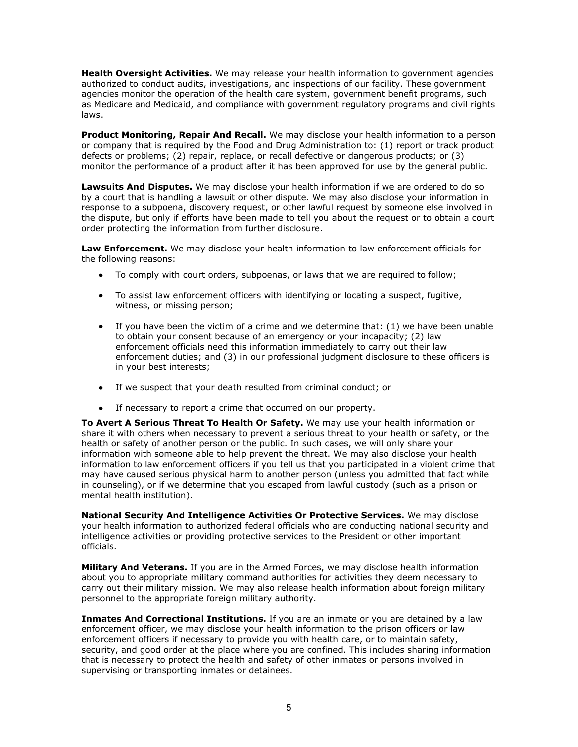**Health Oversight Activities.** We may release your health information to government agencies authorized to conduct audits, investigations, and inspections of our facility. These government agencies monitor the operation of the health care system, government benefit programs, such as Medicare and Medicaid, and compliance with government regulatory programs and civil rights laws.

**Product Monitoring, Repair And Recall.** We may disclose your health information to a person or company that is required by the Food and Drug Administration to: (1) report or track product defects or problems; (2) repair, replace, or recall defective or dangerous products; or (3) monitor the performance of a product after it has been approved for use by the general public.

**Lawsuits And Disputes.** We may disclose your health information if we are ordered to do so by a court that is handling a lawsuit or other dispute. We may also disclose your information in response to a subpoena, discovery request, or other lawful request by someone else involved in the dispute, but only if efforts have been made to tell you about the request or to obtain a court order protecting the information from further disclosure.

**Law Enforcement.** We may disclose your health information to law enforcement officials for the following reasons:

- To comply with court orders, subpoenas, or laws that we are required to follow;
- To assist law enforcement officers with identifying or locating a suspect, fugitive, witness, or missing person;
- If you have been the victim of a crime and we determine that: (1) we have been unable to obtain your consent because of an emergency or your incapacity; (2) law enforcement officials need this information immediately to carry out their law enforcement duties; and (3) in our professional judgment disclosure to these officers is in your best interests;
- If we suspect that your death resulted from criminal conduct; or
- If necessary to report a crime that occurred on our property.

**To Avert A Serious Threat To Health Or Safety.** We may use your health information or share it with others when necessary to prevent a serious threat to your health or safety, or the health or safety of another person or the public. In such cases, we will only share your information with someone able to help prevent the threat. We may also disclose your health information to law enforcement officers if you tell us that you participated in a violent crime that may have caused serious physical harm to another person (unless you admitted that fact while in counseling), or if we determine that you escaped from lawful custody (such as a prison or mental health institution).

**National Security And Intelligence Activities Or Protective Services.** We may disclose your health information to authorized federal officials who are conducting national security and intelligence activities or providing protective services to the President or other important officials.

**Military And Veterans.** If you are in the Armed Forces, we may disclose health information about you to appropriate military command authorities for activities they deem necessary to carry out their military mission. We may also release health information about foreign military personnel to the appropriate foreign military authority.

**Inmates And Correctional Institutions.** If you are an inmate or you are detained by a law enforcement officer, we may disclose your health information to the prison officers or law enforcement officers if necessary to provide you with health care, or to maintain safety, security, and good order at the place where you are confined. This includes sharing information that is necessary to protect the health and safety of other inmates or persons involved in supervising or transporting inmates or detainees.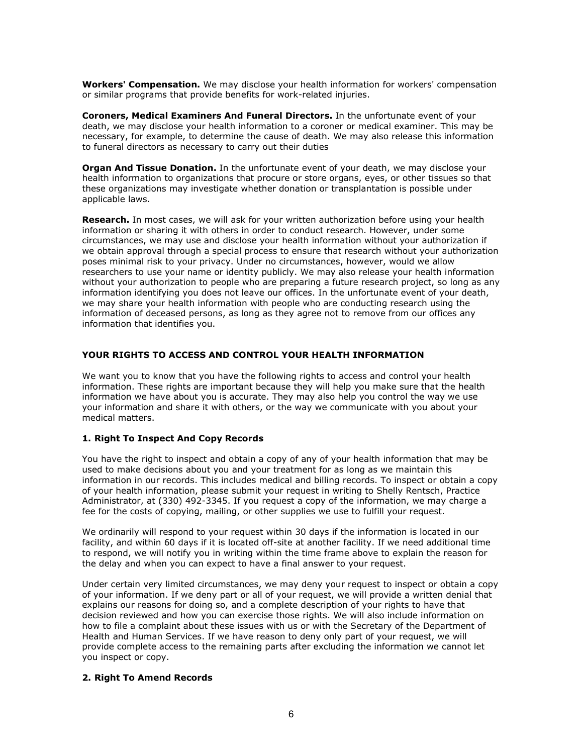**Workers' Compensation.** We may disclose your health information for workers' compensation or similar programs that provide benefits for work-related injuries.

**Coroners, Medical Examiners And Funeral Directors.** In the unfortunate event of your death, we may disclose your health information to a coroner or medical examiner. This may be necessary, for example, to determine the cause of death. We may also release this information to funeral directors as necessary to carry out their duties

**Organ And Tissue Donation.** In the unfortunate event of your death, we may disclose your health information to organizations that procure or store organs, eyes, or other tissues so that these organizations may investigate whether donation or transplantation is possible under applicable laws.

**Research.** In most cases, we will ask for your written authorization before using your health information or sharing it with others in order to conduct research. However, under some circumstances, we may use and disclose your health information without your authorization if we obtain approval through a special process to ensure that research without your authorization poses minimal risk to your privacy. Under no circumstances, however, would we allow researchers to use your name or identity publicly. We may also release your health information without your authorization to people who are preparing a future research project, so long as any information identifying you does not leave our offices. In the unfortunate event of your death, we may share your health information with people who are conducting research using the information of deceased persons, as long as they agree not to remove from our offices any information that identifies you.

## YOUR RIGHTS TO ACCESS AND CONTROL YOUR HEALTH INFORMATION

We want you to know that you have the following rights to access and control your health information. These rights are important because they will help you make sure that the health information we have about you is accurate. They may also help you control the way we use your information and share it with others, or the way we communicate with you about your medical matters.

### 1. Right To Inspect And Copy Records

You have the right to inspect and obtain a copy of any of your health information that may be used to make decisions about you and your treatment for as long as we maintain this information in our records. This includes medical and billing records. To inspect or obtain a copy of your health information, please submit your request in writing to Shelly Rentsch, Practice Administrator, at (330) 492-3345. If you request a copy of the information, we may charge a fee for the costs of copying, mailing, or other supplies we use to fulfill your request.

We ordinarily will respond to your request within 30 days if the information is located in our facility, and within 60 days if it is located off-site at another facility. If we need additional time to respond, we will notify you in writing within the time frame above to explain the reason for the delay and when you can expect to have a final answer to your request.

Under certain very limited circumstances, we may deny your request to inspect or obtain a copy of your information. If we deny part or all of your request, we will provide a written denial that explains our reasons for doing so, and a complete description of your rights to have that decision reviewed and how you can exercise those rights. We will also include information on how to file a complaint about these issues with us or with the Secretary of the Department of Health and Human Services. If we have reason to deny only part of your request, we will provide complete access to the remaining parts after excluding the information we cannot let you inspect or copy.

### 2. Right To Amend Records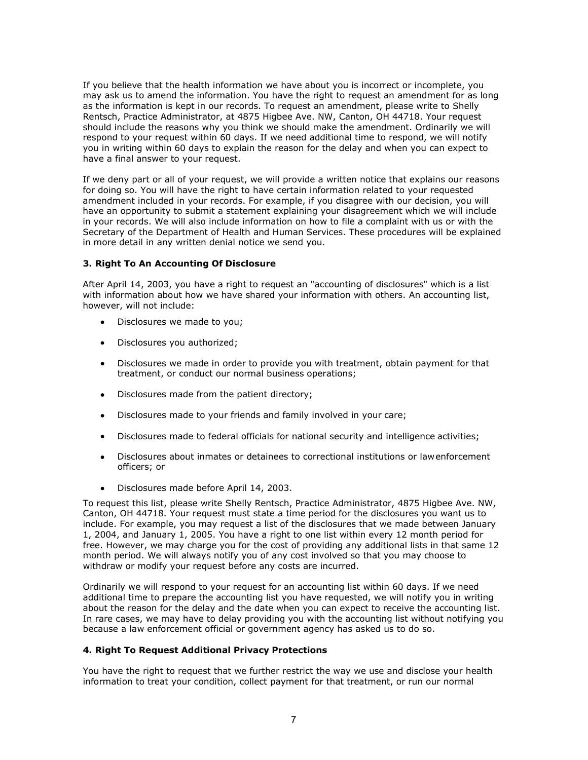If you believe that the health information we have about you is incorrect or incomplete, you may ask us to amend the information. You have the right to request an amendment for as long as the information is kept in our records. To request an amendment, please write to Shelly Rentsch, Practice Administrator, at 4875 Higbee Ave. NW, Canton, OH 44718. Your request should include the reasons why you think we should make the amendment. Ordinarily we will respond to your request within 60 days. If we need additional time to respond, we will notify you in writing within 60 days to explain the reason for the delay and when you can expect to have a final answer to your request.

If we deny part or all of your request, we will provide a written notice that explains our reasons for doing so. You will have the right to have certain information related to your requested amendment included in your records. For example, if you disagree with our decision, you will have an opportunity to submit a statement explaining your disagreement which we will include in your records. We will also include information on how to file a complaint with us or with the Secretary of the Department of Health and Human Services. These procedures will be explained in more detail in any written denial notice we send you.

### 3. Right To An Accounting Of Disclosure

After April 14, 2003, you have a right to request an "accounting of disclosures" which is a list with information about how we have shared your information with others. An accounting list, however, will not include:

- Disclosures we made to you;
- Disclosures you authorized;
- Disclosures we made in order to provide you with treatment, obtain payment for that treatment, or conduct our normal business operations;
- Disclosures made from the patient directory;
- Disclosures made to your friends and family involved in your care;
- Disclosures made to federal officials for national security and intelligence activities;
- Disclosures about inmates or detainees to correctional institutions or law enforcement officers; or
- Disclosures made before April 14, 2003.

To request this list, please write Shelly Rentsch, Practice Administrator, 4875 Higbee Ave. NW, Canton, OH 44718. Your request must state a time period for the disclosures you want us to include. For example, you may request a list of the disclosures that we made between January 1, 2004, and January 1, 2005. You have a right to one list within every 12 month period for free. However, we may charge you for the cost of providing any additional lists in that same 12 month period. We will always notify you of any cost involved so that you may choose to withdraw or modify your request before any costs are incurred.

Ordinarily we will respond to your request for an accounting list within 60 days. If we need additional time to prepare the accounting list you have requested, we will notify you in writing about the reason for the delay and the date when you can expect to receive the accounting list. In rare cases, we may have to delay providing you with the accounting list without notifying you because a law enforcement official or government agency has asked us to do so.

### 4. Right To Request Additional Privacy Protections

You have the right to request that we further restrict the way we use and disclose your health information to treat your condition, collect payment for that treatment, or run our normal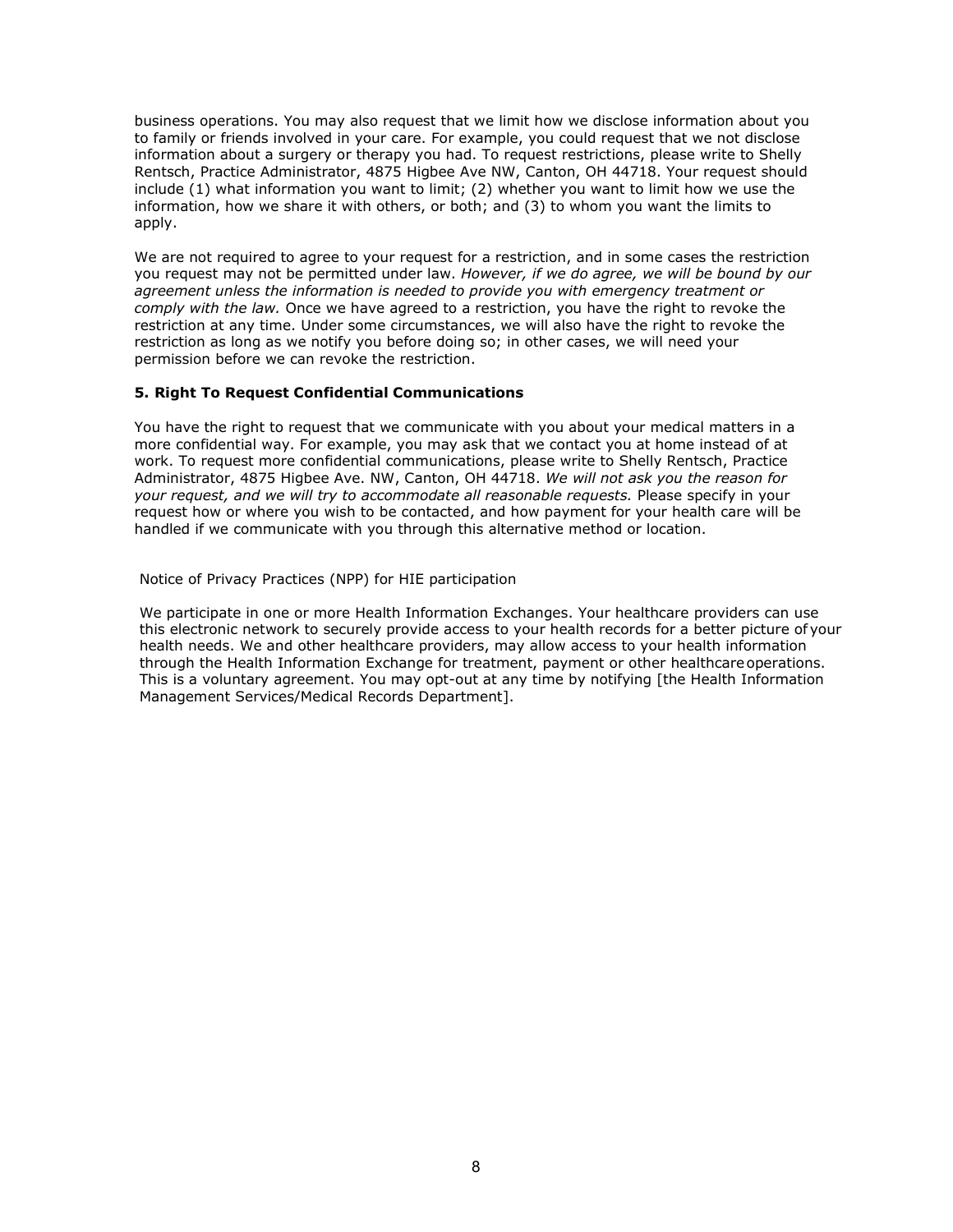business operations. You may also request that we limit how we disclose information about you to family or friends involved in your care. For example, you could request that we not disclose information about a surgery or therapy you had. To request restrictions, please write to Shelly Rentsch, Practice Administrator, 4875 Higbee Ave NW, Canton, OH 44718. Your request should include (1) what information you want to limit; (2) whether you want to limit how we use the information, how we share it with others, or both; and (3) to whom you want the limits to apply.

We are not required to agree to your request for a restriction, and in some cases the restriction you request may not be permitted under law. *However, if we do agree, we will be bound by our agreement unless the information is needed to provide you with emergency treatment or comply with the law.* Once we have agreed to a restriction, you have the right to revoke the restriction at any time. Under some circumstances, we will also have the right to revoke the restriction as long as we notify you before doing so; in other cases, we will need your permission before we can revoke the restriction.

**5. Right To Request Confidential Communications**

You have the right to request that we communicate with you about your medical matters in a more confidential way. For example, you may ask that we contact you at home instead of at work. To request more confidential communications, please write to Shelly Rentsch, Practice Administrator, 4875 Higbee Ave. NW, Canton, OH 44718. *We will not ask you the reason for your request, and we will try to accommodate all reasonable requests.* Please specify in your request how or where you wish to be contacted, and how payment for your health care will be handled if we communicate with you through this alternative method or location.

Notice of Privacy Practices (NPP) for HIE participation

We participate in one or more Health Information Exchanges. Your healthcare providers can use this electronic network to securely provide access to your health records for a better picture of your health needs. We and other healthcare providers, may allow access to your health information through the Health Information Exchange for treatment, payment or other healthcare operations. This is a voluntary agreement. You may opt-out at any time by notifying [the Health Information Management Services/Medical Records Department].